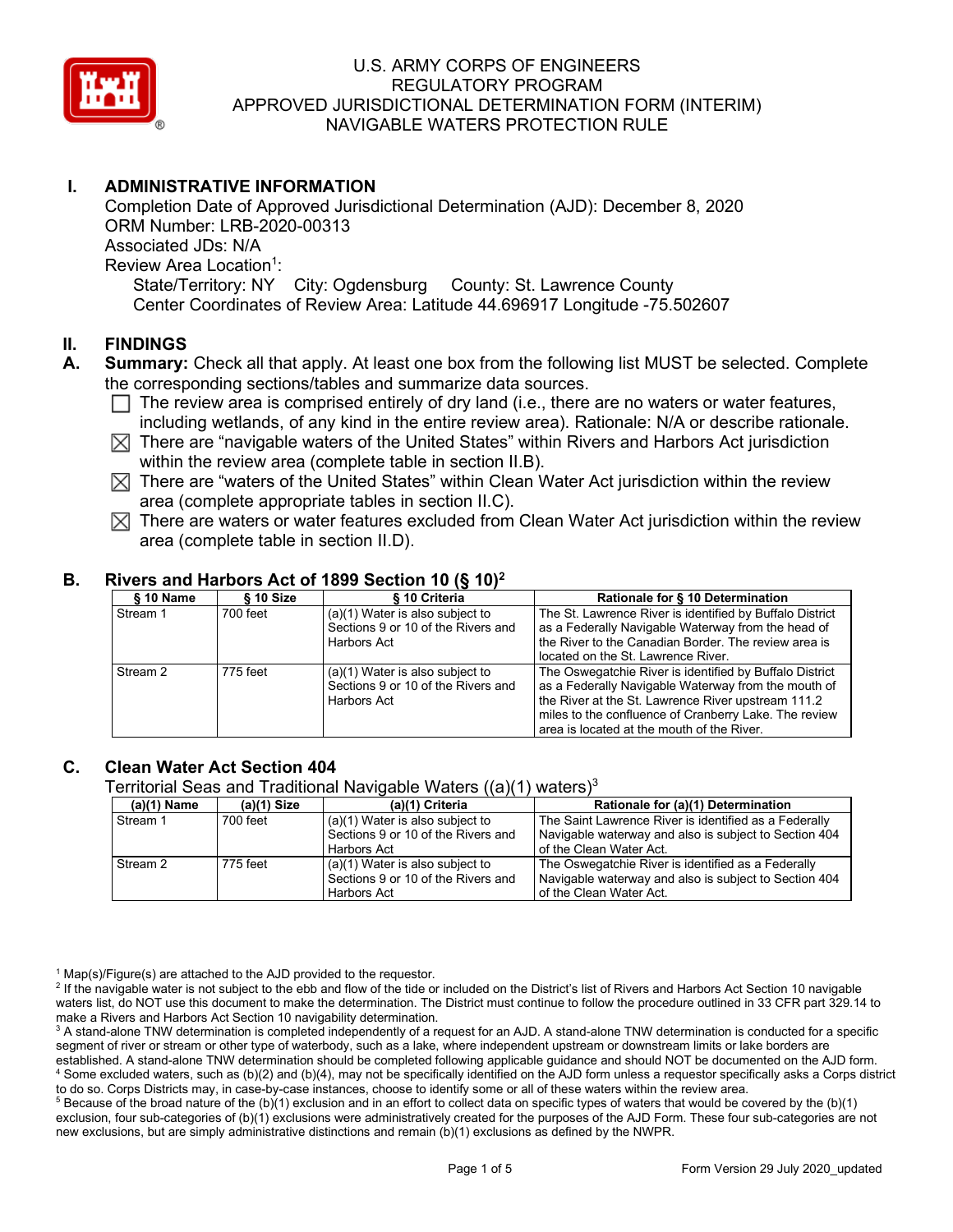# U.S. ARMY CORPS OF ENGINEERS
# REGULATORY PROGRAM
# APPROVED JURISDICTIONAL DETERMINATION FORM (INTERIM)
# NAVIGABLE WATERS PROTECTION RULE

## I. ADMINISTRATIVE INFORMATION

Completion Date of Approved Jurisdictional Determination (AJD): December 8, 2020
ORM Number: LRB-2020-00313
Associated JDs: N/A
Review Area Location[1]:
State/Territory: NY City: Ogdensburg County: St. Lawrence County
Center Coordinates of Review Area: Latitude 44.696917 Longitude -75.502607

## II. FINDINGS

**A. Summary:** Check all that apply. At least one box from the following list MUST be selected. Complete the corresponding sections/tables and summarize data sources.

- ☐ The review area is comprised entirely of dry land (i.e., there are no waters or water features, including wetlands, of any kind in the entire review area). Rationale: N/A or describe rationale.
- ☒ There are "navigable waters of the United States" within Rivers and Harbors Act jurisdiction within the review area (complete table in section II.B).
- ☒ There are "waters of the United States" within Clean Water Act jurisdiction within the review area (complete appropriate tables in section II.C).
- ☒ There are waters or water features excluded from Clean Water Act jurisdiction within the review area (complete table in section II.D).

**B. Rivers and Harbors Act of 1899 Section 10 (§ 10)[2]**

| § 10 Name | § 10 Size | § 10 Criteria | Rationale for § 10 Determination |
|---|---|---|---|
| Stream 1 | 700 feet | (a)(1) Water is also subject to Sections 9 or 10 of the Rivers and Harbors Act | The St. Lawrence River is identified by Buffalo District as a Federally Navigable Waterway from the head of the River to the Canadian Border. The review area is located on the St. Lawrence River. |
| Stream 2 | 775 feet | (a)(1) Water is also subject to Sections 9 or 10 of the Rivers and Harbors Act | The Oswegatchie River is identified by Buffalo District as a Federally Navigable Waterway from the mouth of the River at the St. Lawrence River upstream 111.2 miles to the confluence of Cranberry Lake. The review area is located at the mouth of the River. |

**C. Clean Water Act Section 404**

Territorial Seas and Traditional Navigable Waters ((a)(1) waters)[3]

| (a)(1) Name | (a)(1) Size | (a)(1) Criteria | Rationale for (a)(1) Determination |
|---|---|---|---|
| Stream 1 | 700 feet | (a)(1) Water is also subject to Sections 9 or 10 of the Rivers and Harbors Act | The Saint Lawrence River is identified as a Federally Navigable waterway and also is subject to Section 404 of the Clean Water Act. |
| Stream 2 | 775 feet | (a)(1) Water is also subject to Sections 9 or 10 of the Rivers and Harbors Act | The Oswegatchie River is identified as a Federally Navigable waterway and also is subject to Section 404 of the Clean Water Act. |

---

[1] Map(s)/Figure(s) are attached to the AJD provided to the requestor.
[2] If the navigable water is not subject to the ebb and flow of the tide or included on the District's list of Rivers and Harbors Act Section 10 navigable waters list, do NOT use this document to make the determination. The District must continue to follow the procedure outlined in 33 CFR part 329.14 to make a Rivers and Harbors Act Section 10 navigability determination.
[3] A stand-alone TNW determination is completed independently of a request for an AJD. A stand-alone TNW determination is conducted for a specific segment of river or stream or other type of waterbody, such as a lake, where independent upstream or downstream limits or lake borders are established. A stand-alone TNW determination should be completed following applicable guidance and should NOT be documented on the AJD form.
[4] Some excluded waters, such as (b)(2) and (b)(4), may not be specifically identified on the AJD form unless a requestor specifically asks a Corps district to do so. Corps Districts may, in case-by-case instances, choose to identify some or all of these waters within the review area.
[5] Because of the broad nature of the (b)(1) exclusion and in an effort to collect data on specific types of waters that would be covered by the (b)(1) exclusion, four sub-categories of (b)(1) exclusions were administratively created for the purposes of the AJD Form. These four sub-categories are not new exclusions, but are simply administrative distinctions and remain (b)(1) exclusions as defined by the NWPR.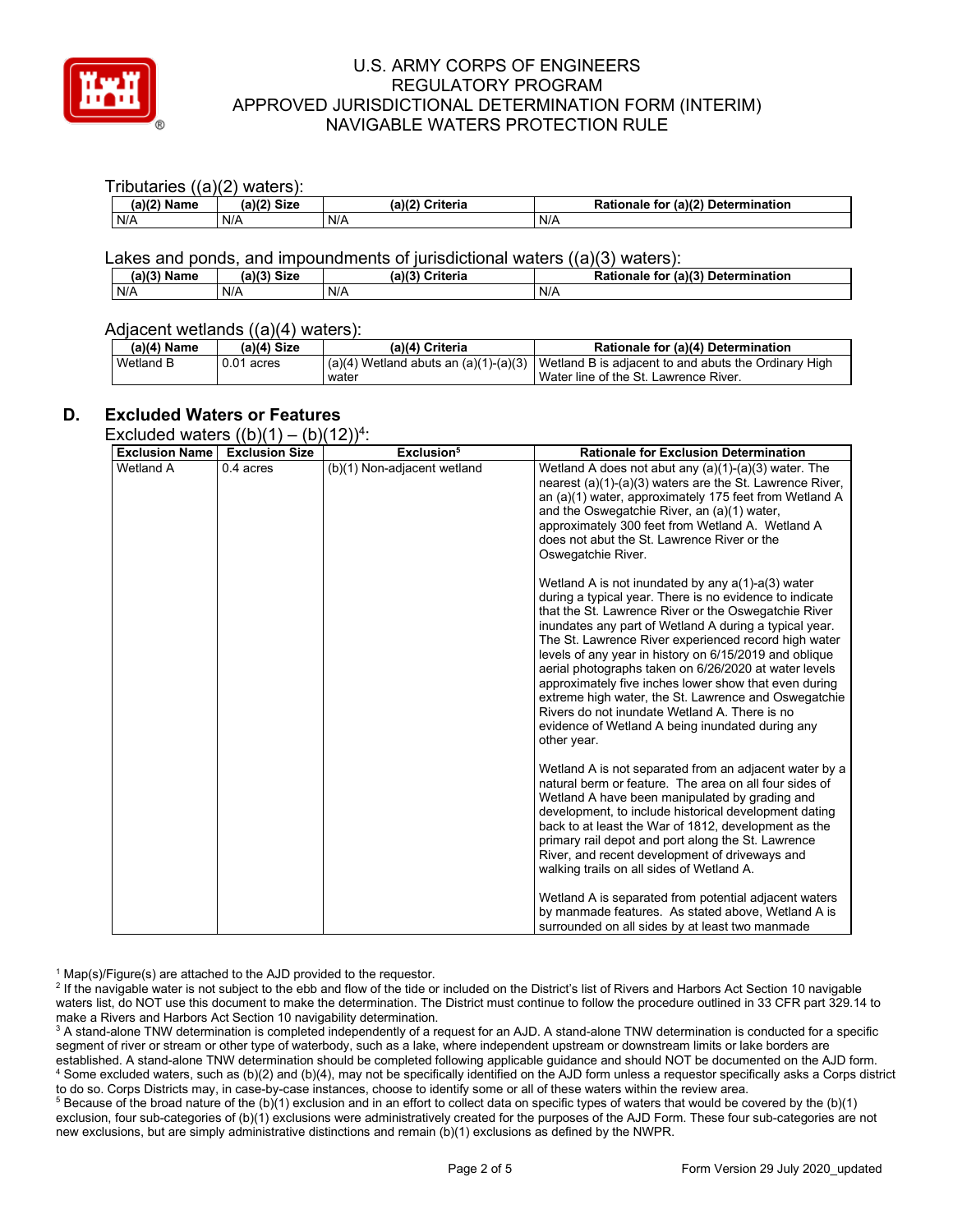Tributaries ((a)(2) waters):

| (a)(2) Name | (a)(2) Size | (a)(2) Criteria | Rationale for (a)(2) Determination |
|---|---|---|---|
| N/A | N/A | N/A | N/A |

Lakes and ponds, and impoundments of jurisdictional waters ((a)(3) waters):

| (a)(3) Name | (a)(3) Size | (a)(3) Criteria | Rationale for (a)(3) Determination |
|---|---|---|---|
| N/A | N/A | N/A | N/A |

Adjacent wetlands ((a)(4) waters):

| (a)(4) Name | (a)(4) Size | (a)(4) Criteria | Rationale for (a)(4) Determination |
|---|---|---|---|
| Wetland B | 0.01 acres | (a)(4) Wetland abuts an (a)(1)-(a)(3) water | Wetland B is adjacent to and abuts the Ordinary High Water line of the St. Lawrence River. |

## D. Excluded Waters or Features

Excluded waters ((b)(1) – (b)(12))[4]:

| Exclusion Name | Exclusion Size | Exclusion[5] | Rationale for Exclusion Determination |
|---|---|---|---|
| Wetland A | 0.4 acres | (b)(1) Non-adjacent wetland | Wetland A does not abut any (a)(1)-(a)(3) water. The nearest (a)(1)-(a)(3) waters are the St. Lawrence River, an (a)(1) water, approximately 175 feet from Wetland A and the Oswegatchie River, an (a)(1) water, approximately 300 feet from Wetland A. Wetland A does not abut the St. Lawrence River or the Oswegatchie River.<br><br>Wetland A is not inundated by any a(1)-a(3) water during a typical year. There is no evidence to indicate that the St. Lawrence River or the Oswegatchie River inundates any part of Wetland A during a typical year. The St. Lawrence River experienced record high water levels of any year in history on 6/15/2019 and oblique aerial photographs taken on 6/26/2020 at water levels approximately five inches lower show that even during extreme high water, the St. Lawrence and Oswegatchie Rivers do not inundate Wetland A. There is no evidence of Wetland A being inundated during any other year.<br><br>Wetland A is not separated from an adjacent water by a natural berm or feature. The area on all four sides of Wetland A have been manipulated by grading and development, to include historical development dating back to at least the War of 1812, development as the primary rail depot and port along the St. Lawrence River, and recent development of driveways and walking trails on all sides of Wetland A.<br><br>Wetland A is separated from potential adjacent waters by manmade features. As stated above, Wetland A is surrounded on all sides by at least two manmade |

[1] Map(s)/Figure(s) are attached to the AJD provided to the requestor.
[2] If the navigable water is not subject to the ebb and flow of the tide or included on the District's list of Rivers and Harbors Act Section 10 navigable waters list, do NOT use this document to make the determination. The District must continue to follow the procedure outlined in 33 CFR part 329.14 to make a Rivers and Harbors Act Section 10 navigability determination.
[3] A stand-alone TNW determination is completed independently of a request for an AJD. A stand-alone TNW determination is conducted for a specific segment of river or stream or other type of waterbody, such as a lake, where independent upstream or downstream limits or lake borders are established. A stand-alone TNW determination should be completed following applicable guidance and should NOT be documented on the AJD form.
[4] Some excluded waters, such as (b)(2) and (b)(4), may not be specifically identified on the AJD form unless a requestor specifically asks a Corps district to do so. Corps Districts may, in case-by-case instances, choose to identify some or all of these waters within the review area.
[5] Because of the broad nature of the (b)(1) exclusion and in an effort to collect data on specific types of waters that would be covered by the (b)(1) exclusion, four sub-categories of (b)(1) exclusions were administratively created for the purposes of the AJD Form. These four sub-categories are not new exclusions, but are simply administrative distinctions and remain (b)(1) exclusions as defined by the NWPR.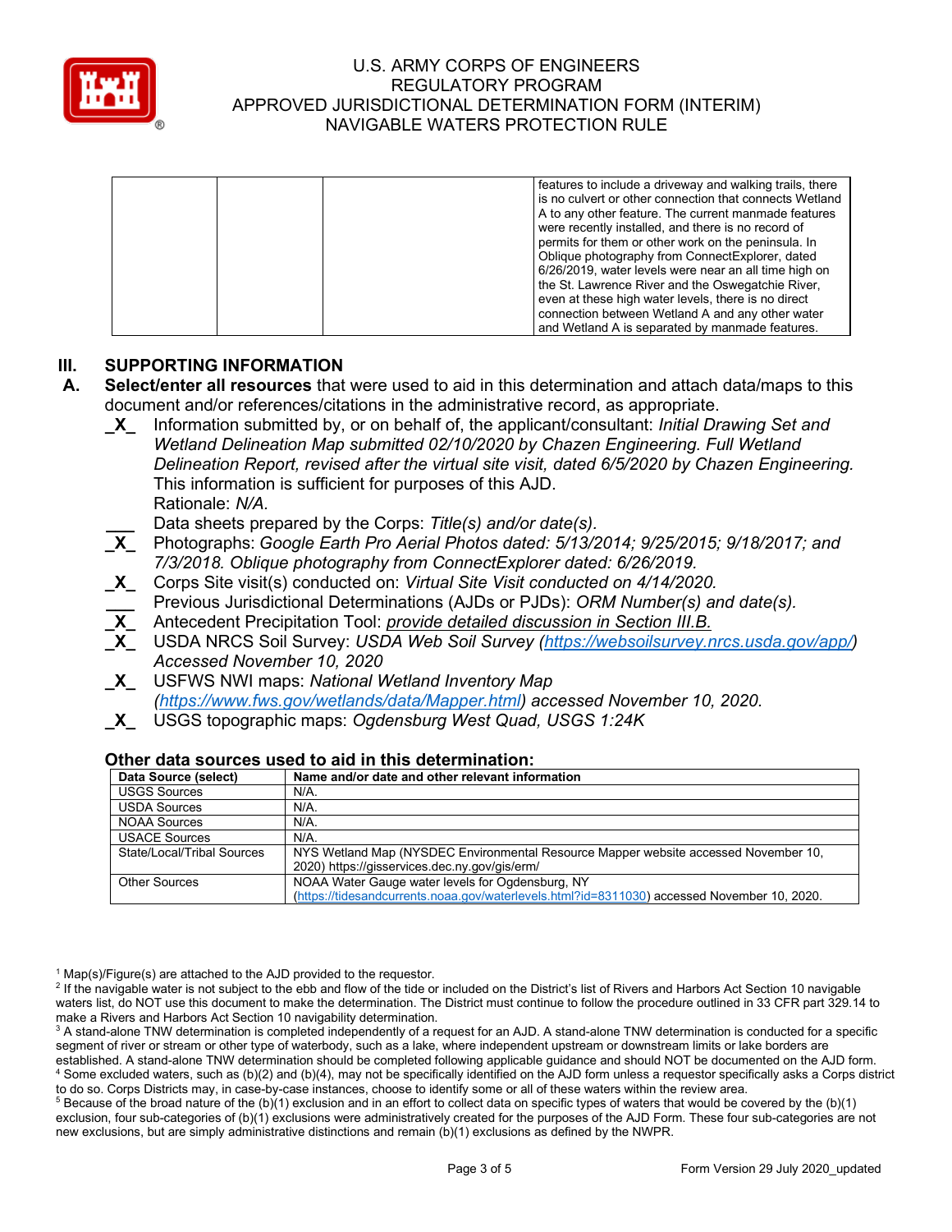| | | | |
|---|---|---|---|
| | | | features to include a driveway and walking trails, there is no culvert or other connection that connects Wetland A to any other feature. The current manmade features were recently installed, and there is no record of permits for them or other work on the peninsula. In Oblique photography from ConnectExplorer, dated 6/26/2019, water levels were near an all time high on the St. Lawrence River and the Oswegatchie River, even at these high water levels, there is no direct connection between Wetland A and any other water and Wetland A is separated by manmade features. |

## III. SUPPORTING INFORMATION

**A. Select/enter all resources** that were used to aid in this determination and attach data/maps to this document and/or references/citations in the administrative record, as appropriate.

- **_X_** Information submitted by, or on behalf of, the applicant/consultant: *Initial Drawing Set and Wetland Delineation Map submitted 02/10/2020 by Chazen Engineering. Full Wetland Delineation Report, revised after the virtual site visit, dated 6/5/2020 by Chazen Engineering.* This information is sufficient for purposes of this AJD.
  Rationale: *N/A.*
- **___** Data sheets prepared by the Corps: *Title(s) and/or date(s).*
- **_X_** Photographs: *Google Earth Pro Aerial Photos dated: 5/13/2014; 9/25/2015; 9/18/2017; and 7/3/2018. Oblique photography from ConnectExplorer dated: 6/26/2019.*
- **_X_** Corps Site visit(s) conducted on: *Virtual Site Visit conducted on 4/14/2020.*
- **___** Previous Jurisdictional Determinations (AJDs or PJDs): *ORM Number(s) and date(s).*
- **_X_** Antecedent Precipitation Tool: *provide detailed discussion in Section III.B.*
- **_X_** USDA NRCS Soil Survey: *USDA Web Soil Survey (https://websoilsurvey.nrcs.usda.gov/app/) Accessed November 10, 2020*
- **_X_** USFWS NWI maps: *National Wetland Inventory Map (https://www.fws.gov/wetlands/data/Mapper.html) accessed November 10, 2020.*
- **_X_** USGS topographic maps: *Ogdensburg West Quad, USGS 1:24K*

### Other data sources used to aid in this determination:

| Data Source (select) | Name and/or date and other relevant information |
|---|---|
| USGS Sources | N/A. |
| USDA Sources | N/A. |
| NOAA Sources | N/A. |
| USACE Sources | N/A. |
| State/Local/Tribal Sources | NYS Wetland Map (NYSDEC Environmental Resource Mapper website accessed November 10, 2020) https://gisservices.dec.ny.gov/gis/erm/ |
| Other Sources | NOAA Water Gauge water levels for Ogdensburg, NY (https://tidesandcurrents.noaa.gov/waterlevels.html?id=8311030) accessed November 10, 2020. |

[1] Map(s)/Figure(s) are attached to the AJD provided to the requestor.
[2] If the navigable water is not subject to the ebb and flow of the tide or included on the District's list of Rivers and Harbors Act Section 10 navigable waters list, do NOT use this document to make the determination. The District must continue to follow the procedure outlined in 33 CFR part 329.14 to make a Rivers and Harbors Act Section 10 navigability determination.
[3] A stand-alone TNW determination is completed independently of a request for an AJD. A stand-alone TNW determination is conducted for a specific segment of river or stream or other type of waterbody, such as a lake, where independent upstream or downstream limits or lake borders are established. A stand-alone TNW determination should be completed following applicable guidance and should NOT be documented on the AJD form.
[4] Some excluded waters, such as (b)(2) and (b)(4), may not be specifically identified on the AJD form unless a requestor specifically asks a Corps district to do so. Corps Districts may, in case-by-case instances, choose to identify some or all of these waters within the review area.
[5] Because of the broad nature of the (b)(1) exclusion and in an effort to collect data on specific types of waters that would be covered by the (b)(1) exclusion, four sub-categories of (b)(1) exclusions were administratively created for the purposes of the AJD Form. These four sub-categories are not new exclusions, but are simply administrative distinctions and remain (b)(1) exclusions as defined by the NWPR.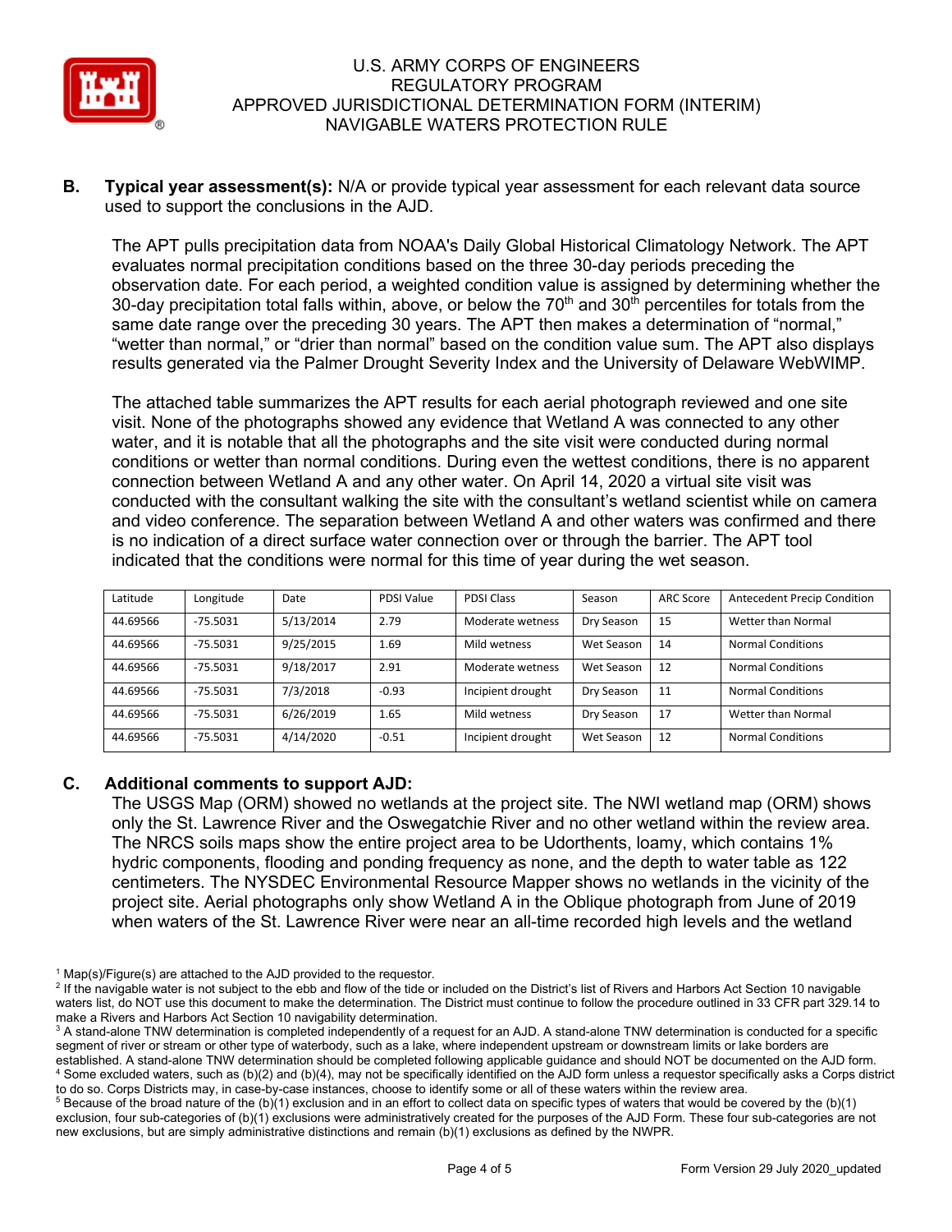**B. Typical year assessment(s):** N/A or provide typical year assessment for each relevant data source used to support the conclusions in the AJD.

The APT pulls precipitation data from NOAA's Daily Global Historical Climatology Network. The APT evaluates normal precipitation conditions based on the three 30-day periods preceding the observation date. For each period, a weighted condition value is assigned by determining whether the 30-day precipitation total falls within, above, or below the 70th and 30th percentiles for totals from the same date range over the preceding 30 years. The APT then makes a determination of "normal," "wetter than normal," or "drier than normal" based on the condition value sum. The APT also displays results generated via the Palmer Drought Severity Index and the University of Delaware WebWIMP.

The attached table summarizes the APT results for each aerial photograph reviewed and one site visit. None of the photographs showed any evidence that Wetland A was connected to any other water, and it is notable that all the photographs and the site visit were conducted during normal conditions or wetter than normal conditions. During even the wettest conditions, there is no apparent connection between Wetland A and any other water. On April 14, 2020 a virtual site visit was conducted with the consultant walking the site with the consultant's wetland scientist while on camera and video conference. The separation between Wetland A and other waters was confirmed and there is no indication of a direct surface water connection over or through the barrier. The APT tool indicated that the conditions were normal for this time of year during the wet season.

| Latitude | Longitude | Date | PDSI Value | PDSI Class | Season | ARC Score | Antecedent Precip Condition |
|---|---|---|---|---|---|---|---|
| 44.69566 | -75.5031 | 5/13/2014 | 2.79 | Moderate wetness | Dry Season | 15 | Wetter than Normal |
| 44.69566 | -75.5031 | 9/25/2015 | 1.69 | Mild wetness | Wet Season | 14 | Normal Conditions |
| 44.69566 | -75.5031 | 9/18/2017 | 2.91 | Moderate wetness | Wet Season | 12 | Normal Conditions |
| 44.69566 | -75.5031 | 7/3/2018 | -0.93 | Incipient drought | Dry Season | 11 | Normal Conditions |
| 44.69566 | -75.5031 | 6/26/2019 | 1.65 | Mild wetness | Dry Season | 17 | Wetter than Normal |
| 44.69566 | -75.5031 | 4/14/2020 | -0.51 | Incipient drought | Wet Season | 12 | Normal Conditions |

**C. Additional comments to support AJD:**

The USGS Map (ORM) showed no wetlands at the project site. The NWI wetland map (ORM) shows only the St. Lawrence River and the Oswegatchie River and no other wetland within the review area. The NRCS soils maps show the entire project area to be Udorthents, loamy, which contains 1% hydric components, flooding and ponding frequency as none, and the depth to water table as 122 centimeters. The NYSDEC Environmental Resource Mapper shows no wetlands in the vicinity of the project site. Aerial photographs only show Wetland A in the Oblique photograph from June of 2019 when waters of the St. Lawrence River were near an all-time recorded high levels and the wetland

[1] Map(s)/Figure(s) are attached to the AJD provided to the requestor.

[2] If the navigable water is not subject to the ebb and flow of the tide or included on the District's list of Rivers and Harbors Act Section 10 navigable waters list, do NOT use this document to make the determination. The District must continue to follow the procedure outlined in 33 CFR part 329.14 to make a Rivers and Harbors Act Section 10 navigability determination.

[3] A stand-alone TNW determination is completed independently of a request for an AJD. A stand-alone TNW determination is conducted for a specific segment of river or stream or other type of waterbody, such as a lake, where independent upstream or downstream limits or lake borders are established. A stand-alone TNW determination should be completed following applicable guidance and should NOT be documented on the AJD form.

[4] Some excluded waters, such as (b)(2) and (b)(4), may not be specifically identified on the AJD form unless a requestor specifically asks a Corps district to do so. Corps Districts may, in case-by-case instances, choose to identify some or all of these waters within the review area.

[5] Because of the broad nature of the (b)(1) exclusion and in an effort to collect data on specific types of waters that would be covered by the (b)(1) exclusion, four sub-categories of (b)(1) exclusions were administratively created for the purposes of the AJD Form. These four sub-categories are not new exclusions, but are simply administrative distinctions and remain (b)(1) exclusions as defined by the NWPR.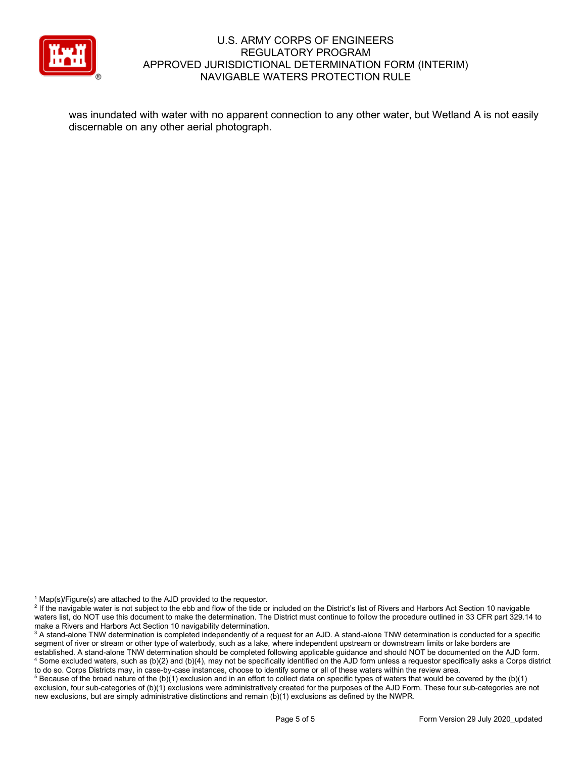was inundated with water with no apparent connection to any other water, but Wetland A is not easily discernable on any other aerial photograph.

[1] Map(s)/Figure(s) are attached to the AJD provided to the requestor.
[2] If the navigable water is not subject to the ebb and flow of the tide or included on the District's list of Rivers and Harbors Act Section 10 navigable waters list, do NOT use this document to make the determination. The District must continue to follow the procedure outlined in 33 CFR part 329.14 to make a Rivers and Harbors Act Section 10 navigability determination.
[3] A stand-alone TNW determination is completed independently of a request for an AJD. A stand-alone TNW determination is conducted for a specific segment of river or stream or other type of waterbody, such as a lake, where independent upstream or downstream limits or lake borders are established. A stand-alone TNW determination should be completed following applicable guidance and should NOT be documented on the AJD form.
[4] Some excluded waters, such as (b)(2) and (b)(4), may not be specifically identified on the AJD form unless a requestor specifically asks a Corps district to do so. Corps Districts may, in case-by-case instances, choose to identify some or all of these waters within the review area.
[5] Because of the broad nature of the (b)(1) exclusion and in an effort to collect data on specific types of waters that would be covered by the (b)(1) exclusion, four sub-categories of (b)(1) exclusions were administratively created for the purposes of the AJD Form. These four sub-categories are not new exclusions, but are simply administrative distinctions and remain (b)(1) exclusions as defined by the NWPR.